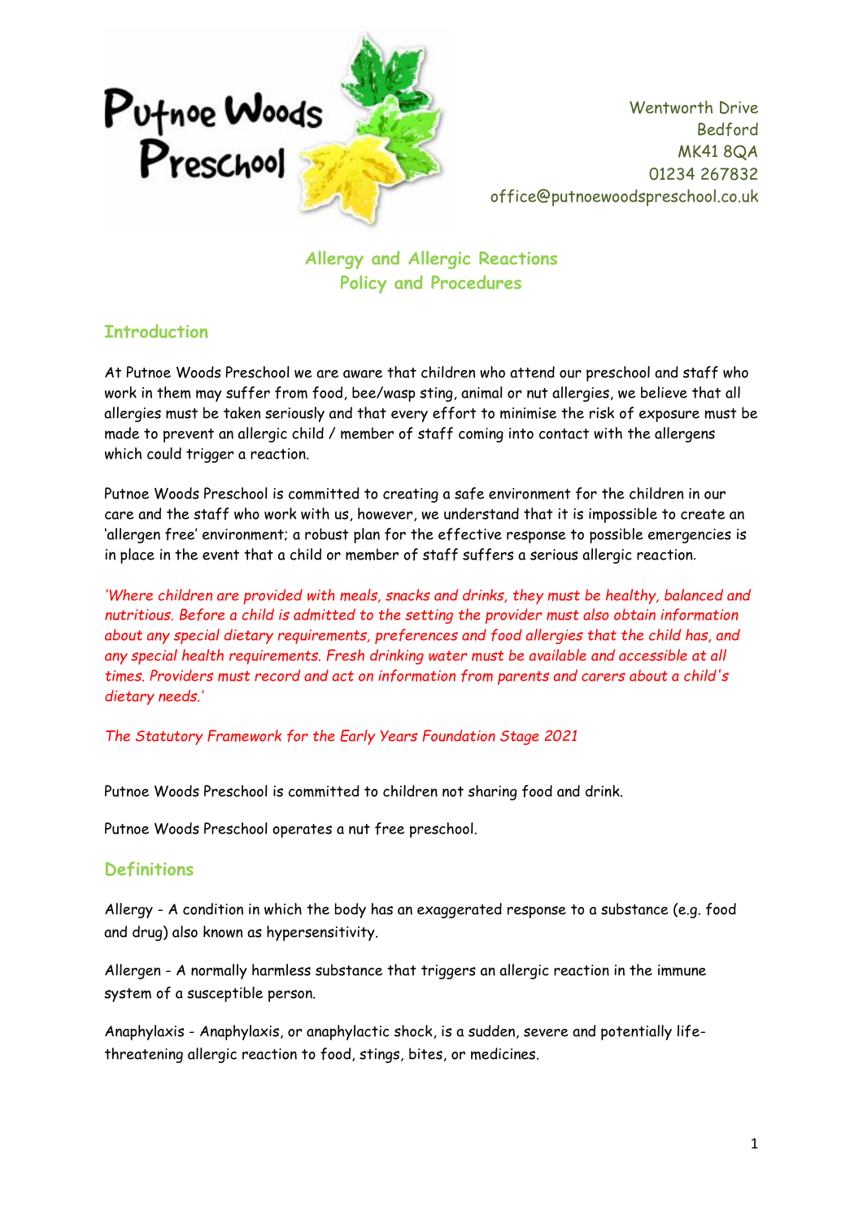Putnoe Woods Preschool

Wentworth Drive
Bedford
MK41 8QA
01234 267832
office@putnoewoodspreschool.co.uk

# Allergy and Allergic Reactions Policy and Procedures

## Introduction

At Putnoe Woods Preschool we are aware that children who attend our preschool and staff who work in them may suffer from food, bee/wasp sting, animal or nut allergies, we believe that all allergies must be taken seriously and that every effort to minimise the risk of exposure must be made to prevent an allergic child / member of staff coming into contact with the allergens which could trigger a reaction.

Putnoe Woods Preschool is committed to creating a safe environment for the children in our care and the staff who work with us, however, we understand that it is impossible to create an 'allergen free' environment; a robust plan for the effective response to possible emergencies is in place in the event that a child or member of staff suffers a serious allergic reaction.

*'Where children are provided with meals, snacks and drinks, they must be healthy, balanced and nutritious. Before a child is admitted to the setting the provider must also obtain information about any special dietary requirements, preferences and food allergies that the child has, and any special health requirements. Fresh drinking water must be available and accessible at all times. Providers must record and act on information from parents and carers about a child's dietary needs.'*

*The Statutory Framework for the Early Years Foundation Stage 2021*

Putnoe Woods Preschool is committed to children not sharing food and drink.

Putnoe Woods Preschool operates a nut free preschool.

## Definitions

Allergy - A condition in which the body has an exaggerated response to a substance (e.g. food and drug) also known as hypersensitivity.

Allergen - A normally harmless substance that triggers an allergic reaction in the immune system of a susceptible person.

Anaphylaxis - Anaphylaxis, or anaphylactic shock, is a sudden, severe and potentially life-threatening allergic reaction to food, stings, bites, or medicines.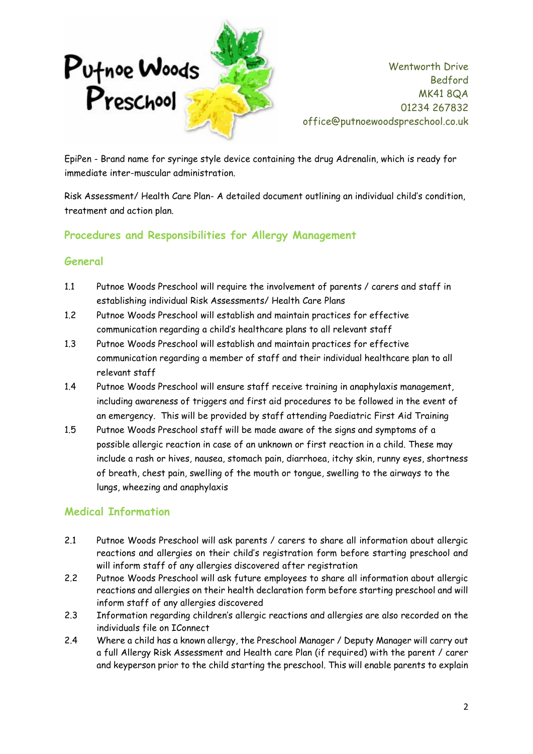EpiPen - Brand name for syringe style device containing the drug Adrenalin, which is ready for immediate inter-muscular administration.

Risk Assessment/ Health Care Plan- A detailed document outlining an individual child's condition, treatment and action plan.

## Procedures and Responsibilities for Allergy Management

### General

1.1 Putnoe Woods Preschool will require the involvement of parents / carers and staff in establishing individual Risk Assessments/ Health Care Plans

1.2 Putnoe Woods Preschool will establish and maintain practices for effective communication regarding a child's healthcare plans to all relevant staff

1.3 Putnoe Woods Preschool will establish and maintain practices for effective communication regarding a member of staff and their individual healthcare plan to all relevant staff

1.4 Putnoe Woods Preschool will ensure staff receive training in anaphylaxis management, including awareness of triggers and first aid procedures to be followed in the event of an emergency. This will be provided by staff attending Paediatric First Aid Training

1.5 Putnoe Woods Preschool staff will be made aware of the signs and symptoms of a possible allergic reaction in case of an unknown or first reaction in a child. These may include a rash or hives, nausea, stomach pain, diarrhoea, itchy skin, runny eyes, shortness of breath, chest pain, swelling of the mouth or tongue, swelling to the airways to the lungs, wheezing and anaphylaxis

### Medical Information

2.1 Putnoe Woods Preschool will ask parents / carers to share all information about allergic reactions and allergies on their child's registration form before starting preschool and will inform staff of any allergies discovered after registration

2.2 Putnoe Woods Preschool will ask future employees to share all information about allergic reactions and allergies on their health declaration form before starting preschool and will inform staff of any allergies discovered

2.3 Information regarding children's allergic reactions and allergies are also recorded on the individuals file on IConnect

2.4 Where a child has a known allergy, the Preschool Manager / Deputy Manager will carry out a full Allergy Risk Assessment and Health care Plan (if required) with the parent / carer and keyperson prior to the child starting the preschool. This will enable parents to explain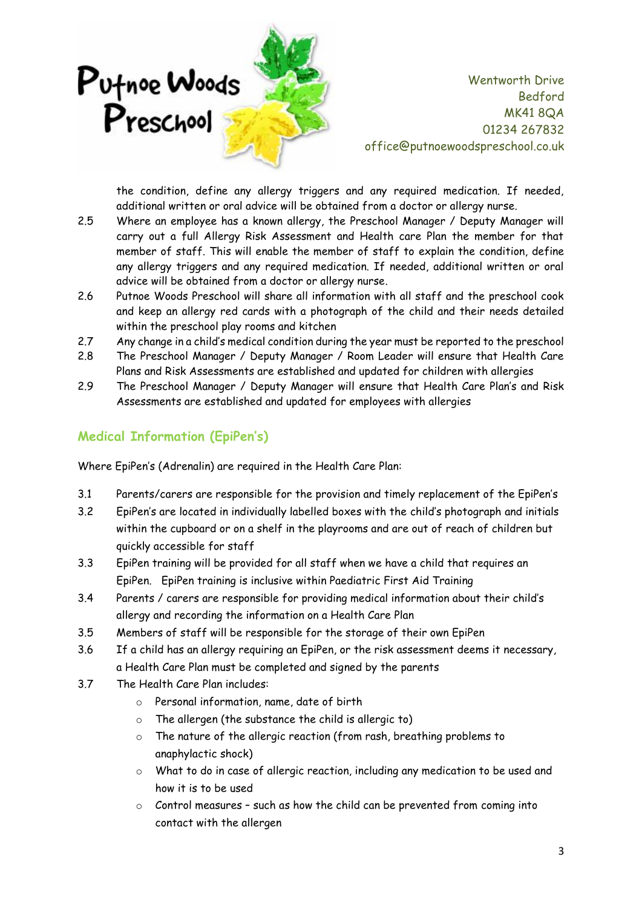the condition, define any allergy triggers and any required medication. If needed, additional written or oral advice will be obtained from a doctor or allergy nurse.

2.5 Where an employee has a known allergy, the Preschool Manager / Deputy Manager will carry out a full Allergy Risk Assessment and Health care Plan the member for that member of staff. This will enable the member of staff to explain the condition, define any allergy triggers and any required medication. If needed, additional written or oral advice will be obtained from a doctor or allergy nurse.

2.6 Putnoe Woods Preschool will share all information with all staff and the preschool cook and keep an allergy red cards with a photograph of the child and their needs detailed within the preschool play rooms and kitchen

2.7 Any change in a child's medical condition during the year must be reported to the preschool

2.8 The Preschool Manager / Deputy Manager / Room Leader will ensure that Health Care Plans and Risk Assessments are established and updated for children with allergies

2.9 The Preschool Manager / Deputy Manager will ensure that Health Care Plan's and Risk Assessments are established and updated for employees with allergies

## Medical Information (EpiPen's)

Where EpiPen's (Adrenalin) are required in the Health Care Plan:

3.1 Parents/carers are responsible for the provision and timely replacement of the EpiPen's

3.2 EpiPen's are located in individually labelled boxes with the child's photograph and initials within the cupboard or on a shelf in the playrooms and are out of reach of children but quickly accessible for staff

3.3 EpiPen training will be provided for all staff when we have a child that requires an EpiPen. EpiPen training is inclusive within Paediatric First Aid Training

3.4 Parents / carers are responsible for providing medical information about their child's allergy and recording the information on a Health Care Plan

3.5 Members of staff will be responsible for the storage of their own EpiPen

3.6 If a child has an allergy requiring an EpiPen, or the risk assessment deems it necessary, a Health Care Plan must be completed and signed by the parents

3.7 The Health Care Plan includes:

- Personal information, name, date of birth
- The allergen (the substance the child is allergic to)
- The nature of the allergic reaction (from rash, breathing problems to anaphylactic shock)
- What to do in case of allergic reaction, including any medication to be used and how it is to be used
- Control measures – such as how the child can be prevented from coming into contact with the allergen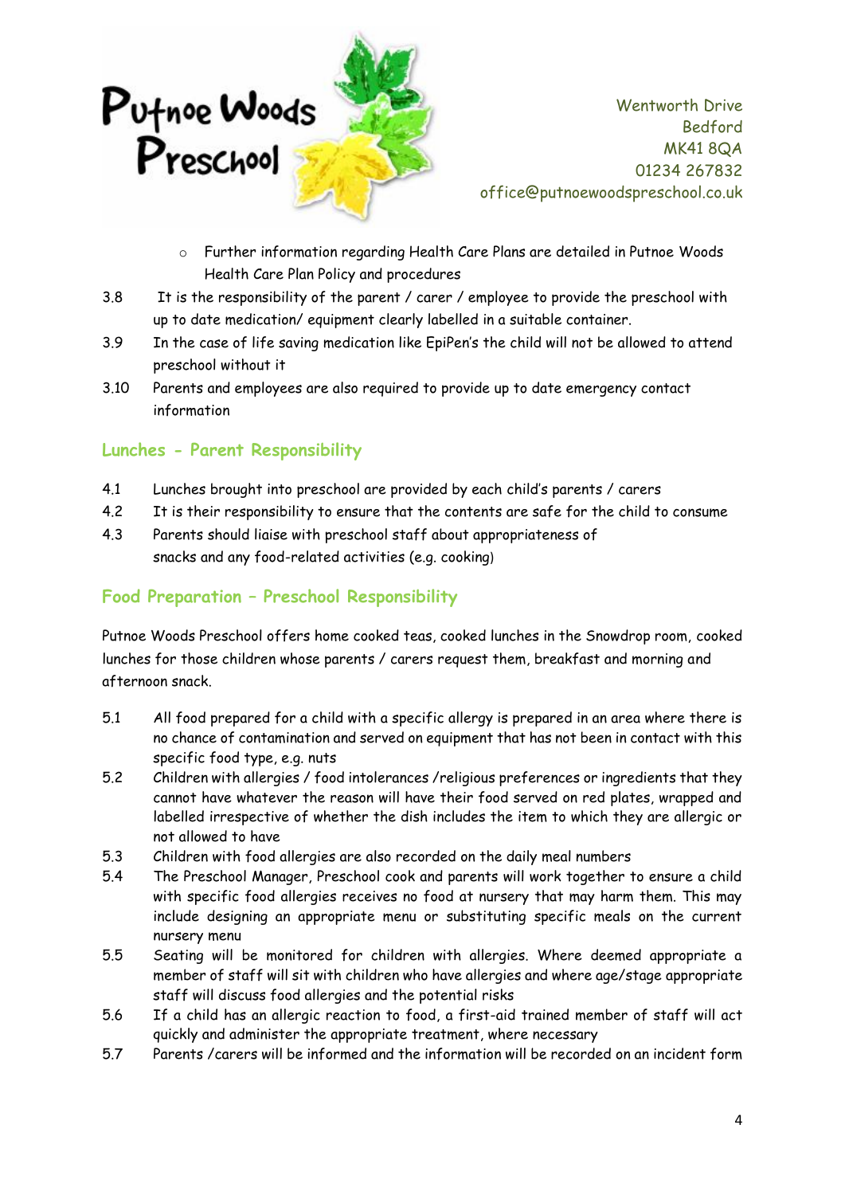- Further information regarding Health Care Plans are detailed in Putnoe Woods Health Care Plan Policy and procedures

3.8 It is the responsibility of the parent / carer / employee to provide the preschool with up to date medication/ equipment clearly labelled in a suitable container.

3.9 In the case of life saving medication like EpiPen's the child will not be allowed to attend preschool without it

3.10 Parents and employees are also required to provide up to date emergency contact information

## Lunches - Parent Responsibility

4.1 Lunches brought into preschool are provided by each child's parents / carers

4.2 It is their responsibility to ensure that the contents are safe for the child to consume

4.3 Parents should liaise with preschool staff about appropriateness of snacks and any food-related activities (e.g. cooking)

## Food Preparation – Preschool Responsibility

Putnoe Woods Preschool offers home cooked teas, cooked lunches in the Snowdrop room, cooked lunches for those children whose parents / carers request them, breakfast and morning and afternoon snack.

5.1 All food prepared for a child with a specific allergy is prepared in an area where there is no chance of contamination and served on equipment that has not been in contact with this specific food type, e.g. nuts

5.2 Children with allergies / food intolerances /religious preferences or ingredients that they cannot have whatever the reason will have their food served on red plates, wrapped and labelled irrespective of whether the dish includes the item to which they are allergic or not allowed to have

5.3 Children with food allergies are also recorded on the daily meal numbers

5.4 The Preschool Manager, Preschool cook and parents will work together to ensure a child with specific food allergies receives no food at nursery that may harm them. This may include designing an appropriate menu or substituting specific meals on the current nursery menu

5.5 Seating will be monitored for children with allergies. Where deemed appropriate a member of staff will sit with children who have allergies and where age/stage appropriate staff will discuss food allergies and the potential risks

5.6 If a child has an allergic reaction to food, a first-aid trained member of staff will act quickly and administer the appropriate treatment, where necessary

5.7 Parents /carers will be informed and the information will be recorded on an incident form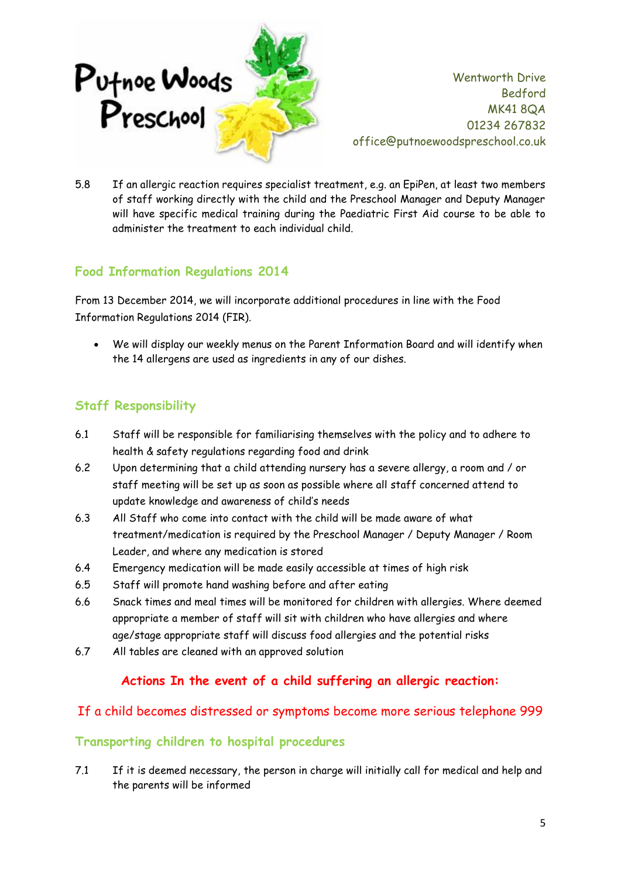5.8 If an allergic reaction requires specialist treatment, e.g. an EpiPen, at least two members of staff working directly with the child and the Preschool Manager and Deputy Manager will have specific medical training during the Paediatric First Aid course to be able to administer the treatment to each individual child.

## Food Information Regulations 2014

From 13 December 2014, we will incorporate additional procedures in line with the Food Information Regulations 2014 (FIR).

- We will display our weekly menus on the Parent Information Board and will identify when the 14 allergens are used as ingredients in any of our dishes.

## Staff Responsibility

6.1 Staff will be responsible for familiarising themselves with the policy and to adhere to health & safety regulations regarding food and drink

6.2 Upon determining that a child attending nursery has a severe allergy, a room and / or staff meeting will be set up as soon as possible where all staff concerned attend to update knowledge and awareness of child's needs

6.3 All Staff who come into contact with the child will be made aware of what treatment/medication is required by the Preschool Manager / Deputy Manager / Room Leader, and where any medication is stored

6.4 Emergency medication will be made easily accessible at times of high risk

6.5 Staff will promote hand washing before and after eating

6.6 Snack times and meal times will be monitored for children with allergies. Where deemed appropriate a member of staff will sit with children who have allergies and where age/stage appropriate staff will discuss food allergies and the potential risks

6.7 All tables are cleaned with an approved solution

**Actions In the event of a child suffering an allergic reaction:**

If a child becomes distressed or symptoms become more serious telephone 999

## Transporting children to hospital procedures

7.1 If it is deemed necessary, the person in charge will initially call for medical and help and the parents will be informed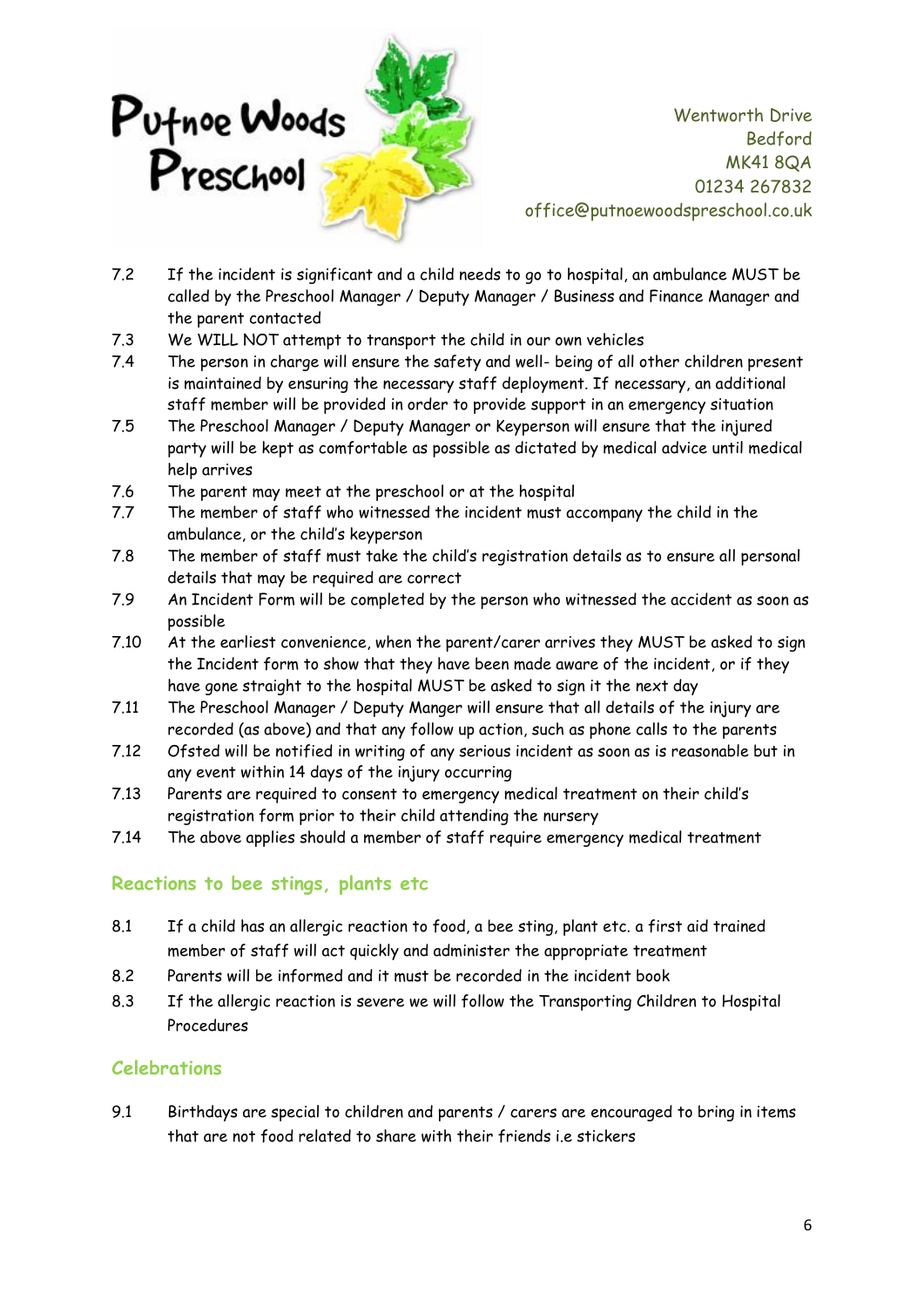7.2 If the incident is significant and a child needs to go to hospital, an ambulance MUST be called by the Preschool Manager / Deputy Manager / Business and Finance Manager and the parent contacted

7.3 We WILL NOT attempt to transport the child in our own vehicles

7.4 The person in charge will ensure the safety and well- being of all other children present is maintained by ensuring the necessary staff deployment. If necessary, an additional staff member will be provided in order to provide support in an emergency situation

7.5 The Preschool Manager / Deputy Manager or Keyperson will ensure that the injured party will be kept as comfortable as possible as dictated by medical advice until medical help arrives

7.6 The parent may meet at the preschool or at the hospital

7.7 The member of staff who witnessed the incident must accompany the child in the ambulance, or the child's keyperson

7.8 The member of staff must take the child's registration details as to ensure all personal details that may be required are correct

7.9 An Incident Form will be completed by the person who witnessed the accident as soon as possible

7.10 At the earliest convenience, when the parent/carer arrives they MUST be asked to sign the Incident form to show that they have been made aware of the incident, or if they have gone straight to the hospital MUST be asked to sign it the next day

7.11 The Preschool Manager / Deputy Manger will ensure that all details of the injury are recorded (as above) and that any follow up action, such as phone calls to the parents

7.12 Ofsted will be notified in writing of any serious incident as soon as is reasonable but in any event within 14 days of the injury occurring

7.13 Parents are required to consent to emergency medical treatment on their child's registration form prior to their child attending the nursery

7.14 The above applies should a member of staff require emergency medical treatment

## Reactions to bee stings, plants etc

8.1 If a child has an allergic reaction to food, a bee sting, plant etc. a first aid trained member of staff will act quickly and administer the appropriate treatment

8.2 Parents will be informed and it must be recorded in the incident book

8.3 If the allergic reaction is severe we will follow the Transporting Children to Hospital Procedures

## Celebrations

9.1 Birthdays are special to children and parents / carers are encouraged to bring in items that are not food related to share with their friends i.e stickers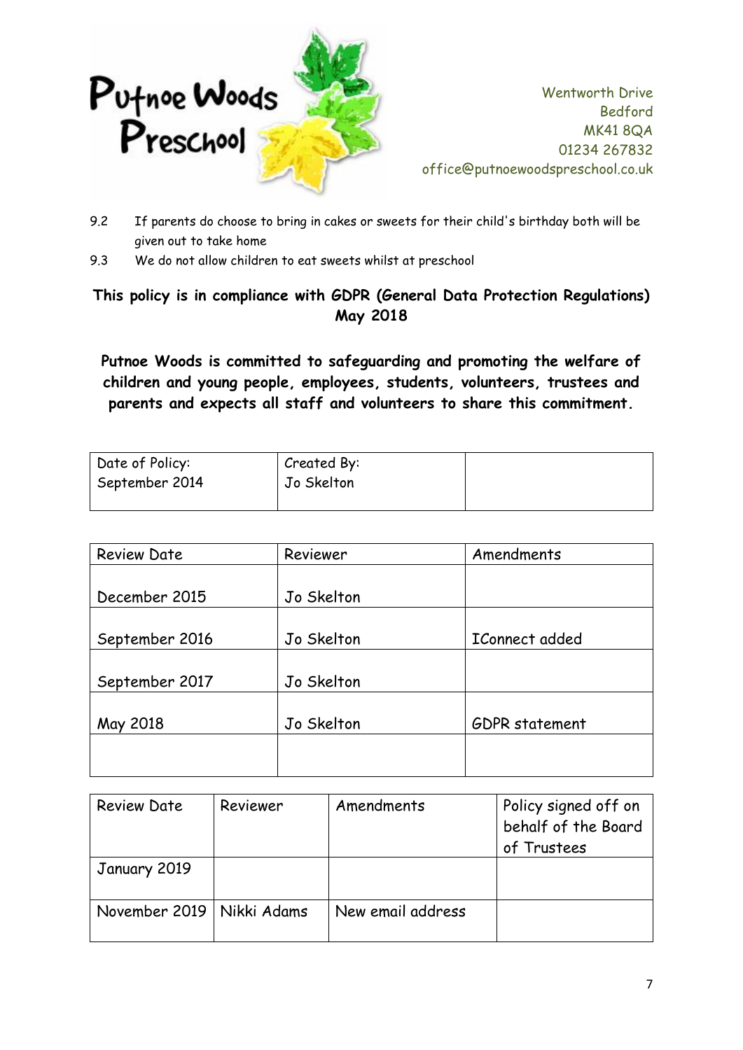9.2 If parents do choose to bring in cakes or sweets for their child's birthday both will be given out to take home

9.3 We do not allow children to eat sweets whilst at preschool

**This policy is in compliance with GDPR (General Data Protection Regulations) May 2018**

**Putnoe Woods is committed to safeguarding and promoting the welfare of children and young people, employees, students, volunteers, trustees and parents and expects all staff and volunteers to share this commitment.**

| Date of Policy: September 2014 | Created By: Jo Skelton | |
|---|---|---|

| Review Date | Reviewer | Amendments |
|---|---|---|
| December 2015 | Jo Skelton | |
| September 2016 | Jo Skelton | IConnect added |
| September 2017 | Jo Skelton | |
| May 2018 | Jo Skelton | GDPR statement |
| | | |

| Review Date | Reviewer | Amendments | Policy signed off on behalf of the Board of Trustees |
|---|---|---|---|
| January 2019 | | | |
| November 2019 | Nikki Adams | New email address | |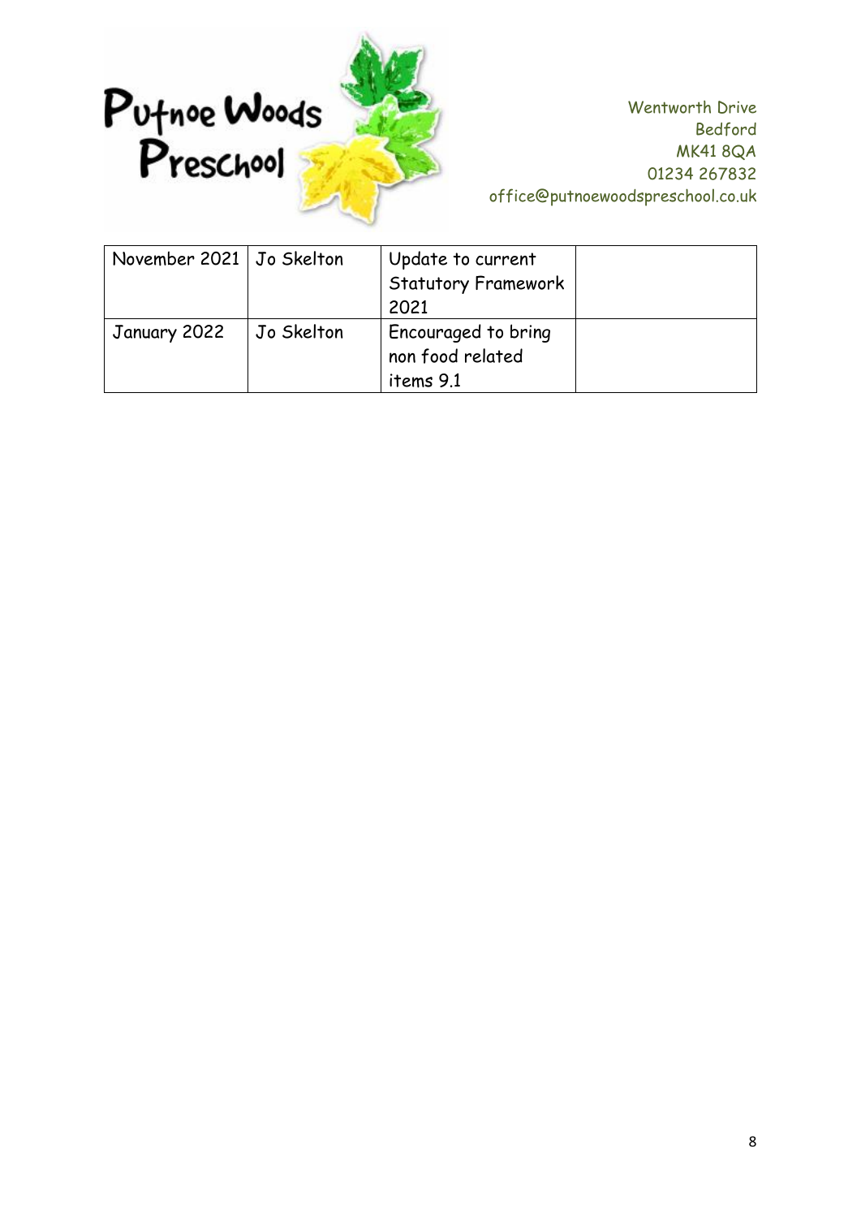| | | | |
|---|---|---|---|
| November 2021 | Jo Skelton | Update to current Statutory Framework 2021 | |
| January 2022 | Jo Skelton | Encouraged to bring non food related items 9.1 | |